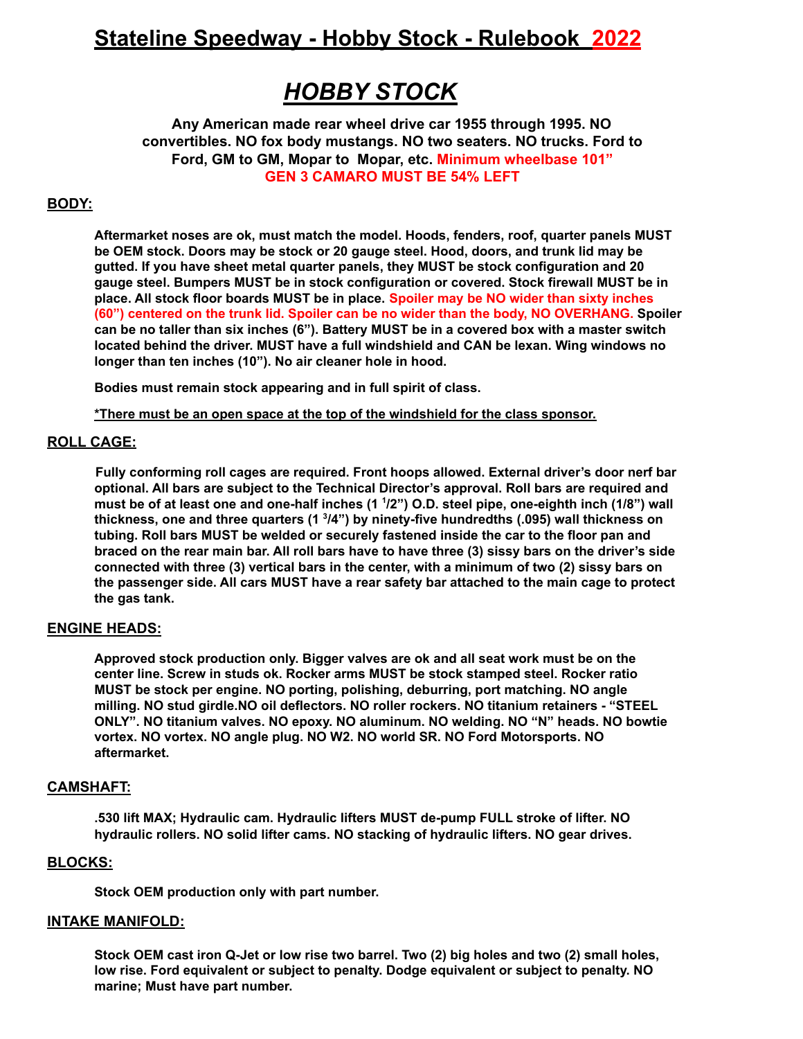# Stateline Speedway - Hobby Stock - Rulebook 2022

## *HOBBY STOCK*

**Any American made rear wheel drive car 1955 through 1995. NO convertibles. NO fox body mustangs. NO two seaters. NO trucks. Ford to Ford, GM to GM, Mopar to Mopar, etc. Minimum wheelbase 101" GEN 3 CAMARO MUST BE 54% LEFT**

### BODY:

**Aftermarket noses are ok, must match the model. Hoods, fenders, roof, quarter panels MUST be OEM stock. Doors may be stock or 20 gauge steel. Hood, doors, and trunk lid may be gutted. If you have sheet metal quarter panels, they MUST be stock configuration and 20 gauge steel. Bumpers MUST be in stock configuration or covered. Stock firewall MUST be in place. All stock floor boards MUST be in place. Spoiler may be NO wider than sixty inches (60") centered on the trunk lid. Spoiler can be no wider than the body, NO OVERHANG. Spoiler can be no taller than six inches (6"). Battery MUST be in a covered box with a master switch located behind the driver. MUST have a full windshield and CAN be lexan. Wing windows no longer than ten inches (10"). No air cleaner hole in hood.**

**Bodies must remain stock appearing and in full spirit of class.**

**\*There must be an open space at the top of the windshield for the class sponsor.**

### ROLL CAGE:

**Fully conforming roll cages are required. Front hoops allowed. External driver's door nerf bar optional. All bars are subject to the Technical Director's approval. Roll bars are required and must be of at least one and one-half inches (1 1/2") O.D. steel pipe, one-eighth inch (1/8") wall thickness, one and three quarters (1 3/4") by ninety-five hundredths (.095) wall thickness on tubing. Roll bars MUST be welded or securely fastened inside the car to the floor pan and braced on the rear main bar. All roll bars have to have three (3) sissy bars on the driver's side connected with three (3) vertical bars in the center, with a minimum of two (2) sissy bars on the passenger side. All cars MUST have a rear safety bar attached to the main cage to protect the gas tank.**

### ENGINE HEADS:

**Approved stock production only. Bigger valves are ok and all seat work must be on the center line. Screw in studs ok. Rocker arms MUST be stock stamped steel. Rocker ratio MUST be stock per engine. NO porting, polishing, deburring, port matching. NO angle milling. NO stud girdle.NO oil deflectors. NO roller rockers. NO titanium retainers - "STEEL ONLY". NO titanium valves. NO epoxy. NO aluminum. NO welding. NO "N" heads. NO bowtie vortex. NO vortex. NO angle plug. NO W2. NO world SR. NO Ford Motorsports. NO aftermarket.**

### CAMSHAFT:

**.530 lift MAX; Hydraulic cam. Hydraulic lifters MUST de-pump FULL stroke of lifter. NO hydraulic rollers. NO solid lifter cams. NO stacking of hydraulic lifters. NO gear drives.**

### BLOCKS:

**Stock OEM production only with part number.**

### INTAKE MANIFOLD:

**Stock OEM cast iron Q-Jet or low rise two barrel. Two (2) big holes and two (2) small holes, low rise. Ford equivalent or subject to penalty. Dodge equivalent or subject to penalty. NO marine; Must have part number.**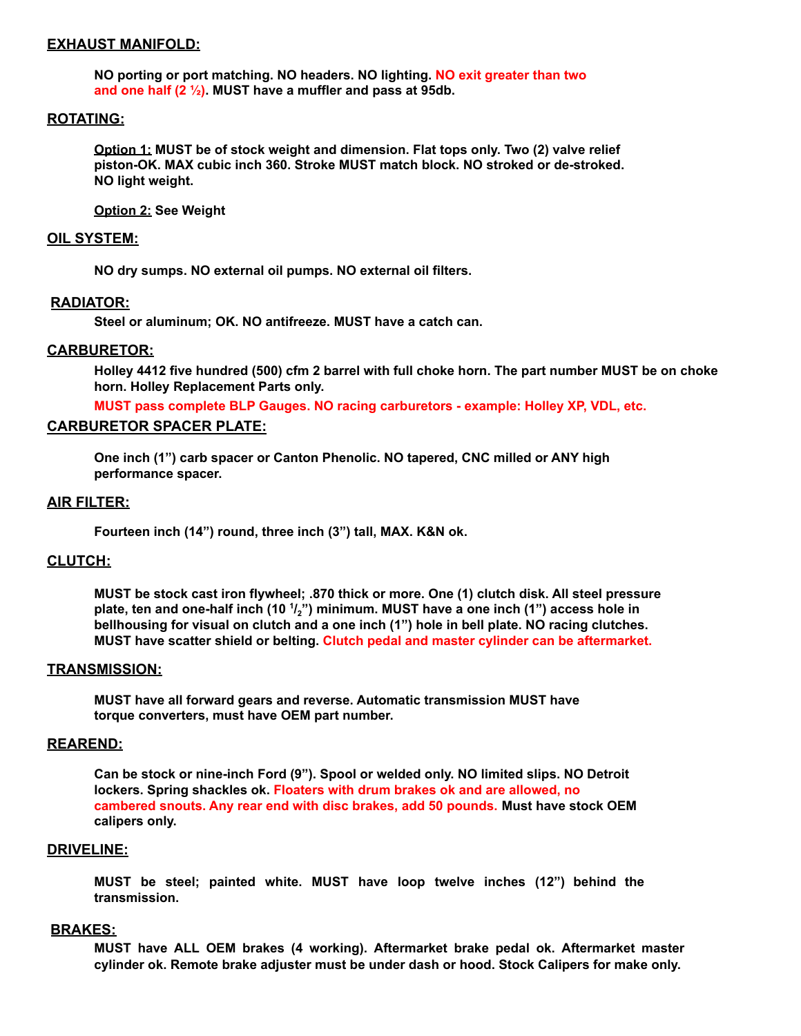## EXHAUST MANIFOLD:

**NO porting or port matching. NO headers. NO lighting. NO exit greater than two and one half (2 ½). MUST have a muffler and pass at 95db.**

## ROTATING:

**Option 1:** **MUST be of stock weight and dimension. Flat tops only. Two (2) valve relief piston-OK. MAX cubic inch 360. Stroke MUST match block. NO stroked or de-stroked. NO light weight.**

**Option 2:** **See Weight**

## OIL SYSTEM:

**NO dry sumps. NO external oil pumps. NO external oil filters.**

## RADIATOR:

**Steel or aluminum; OK. NO antifreeze. MUST have a catch can.**

## CARBURETOR:

**Holley 4412 five hundred (500) cfm 2 barrel with full choke horn. The part number MUST be on choke horn. Holley Replacement Parts only.**

**MUST pass complete BLP Gauges. NO racing carburetors - example: Holley XP, VDL, etc.**

## CARBURETOR SPACER PLATE:

**One inch (1”) carb spacer or Canton Phenolic. NO tapered, CNC milled or ANY high performance spacer.**

## AIR FILTER:

**Fourteen inch (14”) round, three inch (3”) tall, MAX. K&N ok.**

## CLUTCH:

**MUST be stock cast iron flywheel; .870 thick or more. One (1) clutch disk. All steel pressure plate, ten and one-half inch (10 $^{1}/_{2}$”) minimum. MUST have a one inch (1”) access hole in bellhousing for visual on clutch and a one inch (1”) hole in bell plate. NO racing clutches. MUST have scatter shield or belting. Clutch pedal and master cylinder can be aftermarket.**

## TRANSMISSION:

**MUST have all forward gears and reverse. Automatic transmission MUST have torque converters, must have OEM part number.**

## REAREND:

**Can be stock or nine-inch Ford (9”). Spool or welded only. NO limited slips. NO Detroit lockers. Spring shackles ok. Floaters with drum brakes ok and are allowed, no cambered snouts. Any rear end with disc brakes, add 50 pounds. Must have stock OEM calipers only.**

## DRIVELINE:

**MUST be steel; painted white. MUST have loop twelve inches (12”) behind the transmission.**

## BRAKES:

**MUST have ALL OEM brakes (4 working). Aftermarket brake pedal ok. Aftermarket master cylinder ok. Remote brake adjuster must be under dash or hood. Stock Calipers for make only.**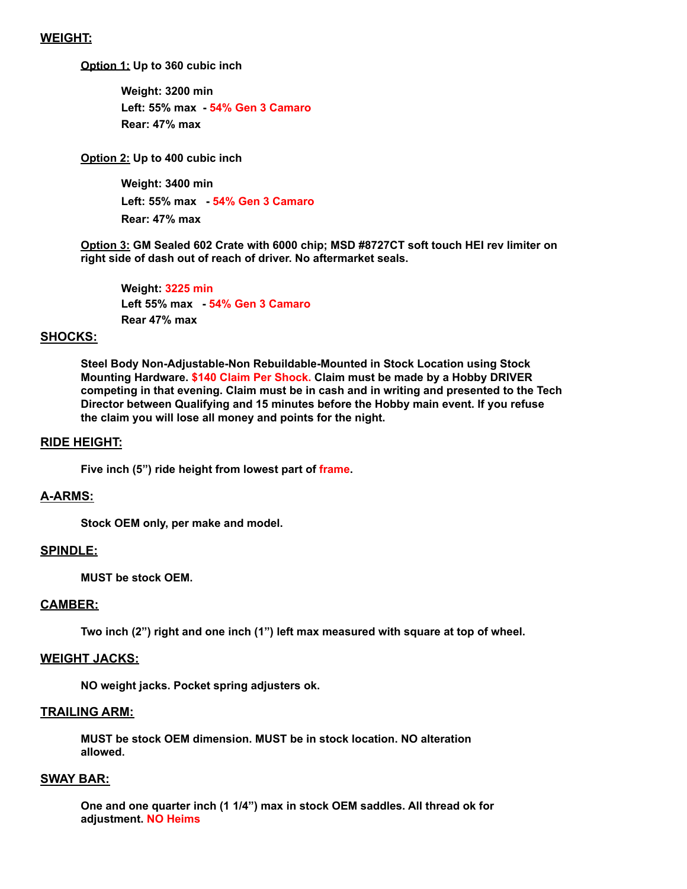## WEIGHT:

**Option 1: Up to 360 cubic inch**

**Weight: 3200 min**
**Left: 55% max - 54% Gen 3 Camaro**
**Rear: 47% max**

**Option 2: Up to 400 cubic inch**

**Weight: 3400 min**
**Left: 55% max - 54% Gen 3 Camaro**
**Rear: 47% max**

**Option 3: GM Sealed 602 Crate with 6000 chip; MSD #8727CT soft touch HEI rev limiter on right side of dash out of reach of driver. No aftermarket seals.**

**Weight: 3225 min**
**Left 55% max - 54% Gen 3 Camaro**
**Rear 47% max**

## SHOCKS:

**Steel Body Non-Adjustable-Non Rebuildable-Mounted in Stock Location using Stock Mounting Hardware. $140 Claim Per Shock. Claim must be made by a Hobby DRIVER competing in that evening. Claim must be in cash and in writing and presented to the Tech Director between Qualifying and 15 minutes before the Hobby main event. If you refuse the claim you will lose all money and points for the night.**

## RIDE HEIGHT:

**Five inch (5") ride height from lowest part of frame.**

## A-ARMS:

**Stock OEM only, per make and model.**

## SPINDLE:

**MUST be stock OEM.**

## CAMBER:

**Two inch (2") right and one inch (1") left max measured with square at top of wheel.**

## WEIGHT JACKS:

**NO weight jacks. Pocket spring adjusters ok.**

## TRAILING ARM:

**MUST be stock OEM dimension. MUST be in stock location. NO alteration allowed.**

## SWAY BAR:

**One and one quarter inch (1 1/4") max in stock OEM saddles. All thread ok for adjustment. NO Heims**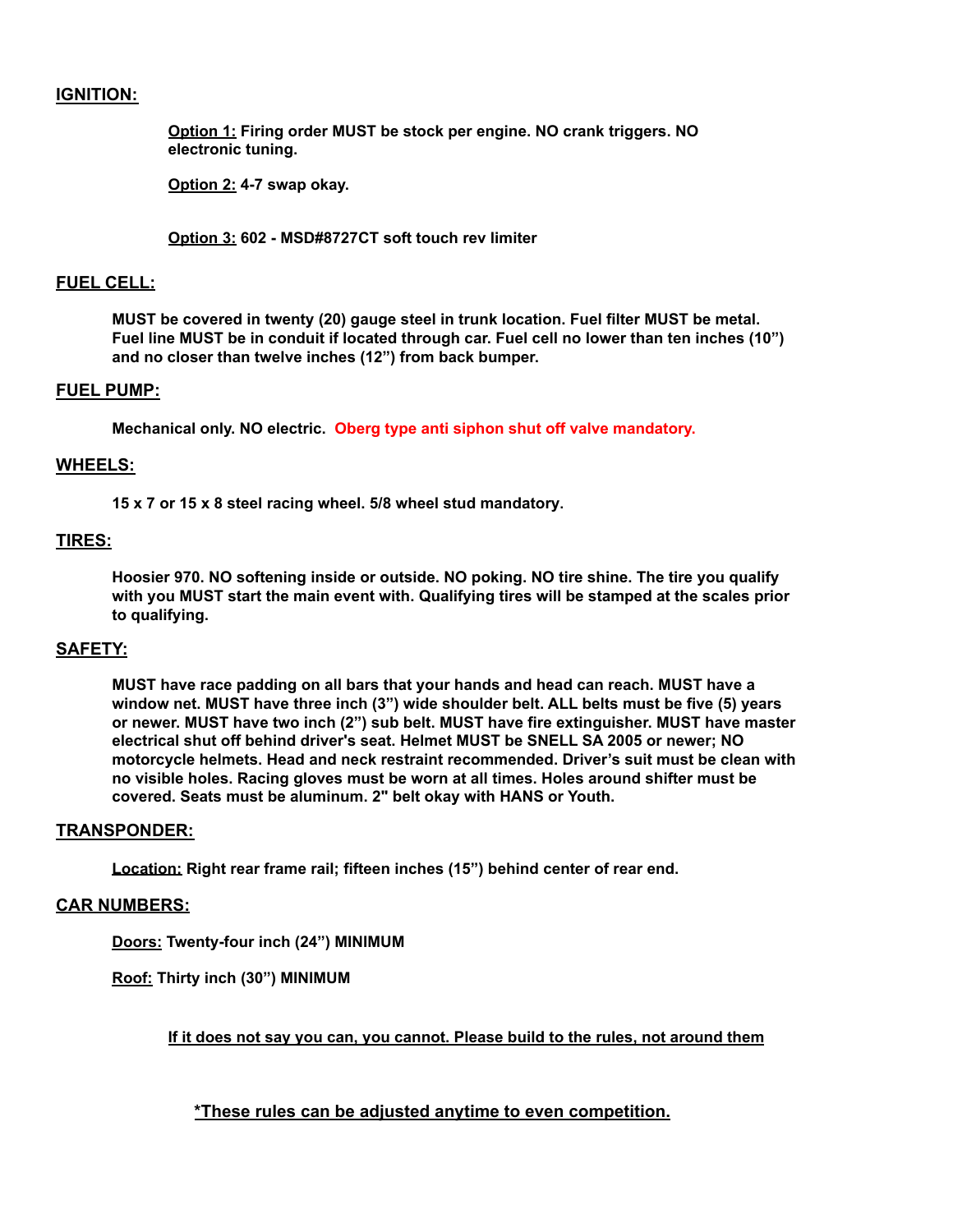## IGNITION:

**Option 1:** **Firing order MUST be stock per engine. NO crank triggers. NO electronic tuning.**

**Option 2:** **4-7 swap okay.**

**Option 3:** **602 - MSD#8727CT soft touch rev limiter**

## FUEL CELL:

**MUST be covered in twenty (20) gauge steel in trunk location. Fuel filter MUST be metal. Fuel line MUST be in conduit if located through car. Fuel cell no lower than ten inches (10") and no closer than twelve inches (12") from back bumper.**

## FUEL PUMP:

**Mechanical only. NO electric. Oberg type anti siphon shut off valve mandatory.**

## WHEELS:

**15 x 7 or 15 x 8 steel racing wheel. 5/8 wheel stud mandatory.**

## TIRES:

**Hoosier 970. NO softening inside or outside. NO poking. NO tire shine. The tire you qualify with you MUST start the main event with. Qualifying tires will be stamped at the scales prior to qualifying.**

## SAFETY:

**MUST have race padding on all bars that your hands and head can reach. MUST have a window net. MUST have three inch (3") wide shoulder belt. ALL belts must be five (5) years or newer. MUST have two inch (2") sub belt. MUST have fire extinguisher. MUST have master electrical shut off behind driver's seat. Helmet MUST be SNELL SA 2005 or newer; NO motorcycle helmets. Head and neck restraint recommended. Driver's suit must be clean with no visible holes. Racing gloves must be worn at all times. Holes around shifter must be covered. Seats must be aluminum. 2" belt okay with HANS or Youth.**

## TRANSPONDER:

**Location:** **Right rear frame rail; fifteen inches (15") behind center of rear end.**

## CAR NUMBERS:

**Doors:** **Twenty-four inch (24") MINIMUM**

**Roof:** **Thirty inch (30") MINIMUM**

**If it does not say you can, you cannot. Please build to the rules, not around them**

***These rules can be adjusted anytime to even competition.**